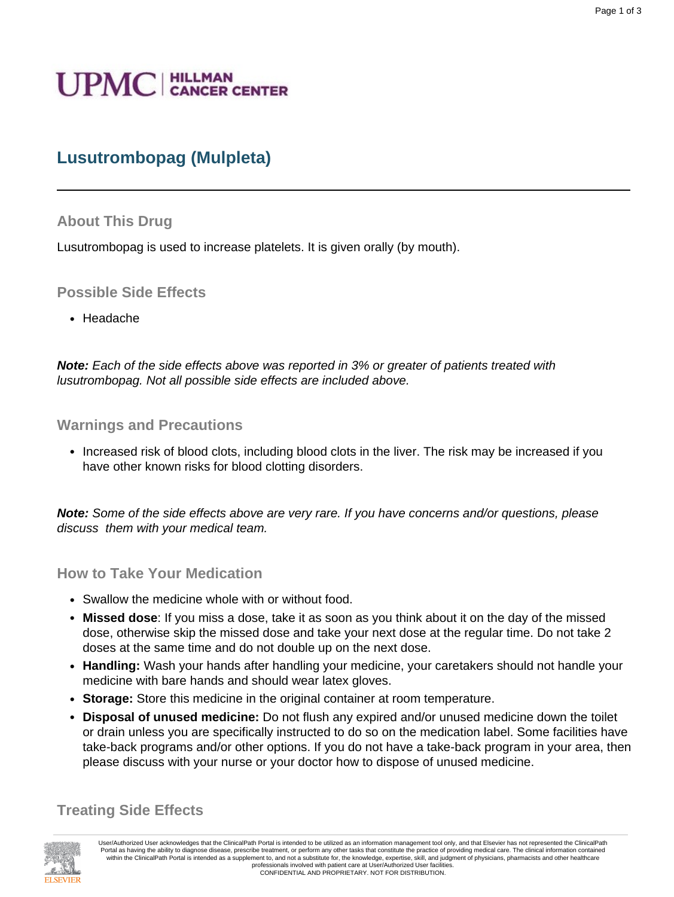UPMC | HILLMAN CANCER CENTER

# Lusutrombopag (Mulpleta)

## About This Drug

Lusutrombopag is used to increase platelets. It is given orally (by mouth).

## Possible Side Effects

- Headache

***Note:*** *Each of the side effects above was reported in 3% or greater of patients treated with lusutrombopag. Not all possible side effects are included above.*

## Warnings and Precautions

- Increased risk of blood clots, including blood clots in the liver. The risk may be increased if you have other known risks for blood clotting disorders.

***Note:*** *Some of the side effects above are very rare. If you have concerns and/or questions, please discuss them with your medical team.*

## How to Take Your Medication

- Swallow the medicine whole with or without food.
- **Missed dose**: If you miss a dose, take it as soon as you think about it on the day of the missed dose, otherwise skip the missed dose and take your next dose at the regular time. Do not take 2 doses at the same time and do not double up on the next dose.
- **Handling:** Wash your hands after handling your medicine, your caretakers should not handle your medicine with bare hands and should wear latex gloves.
- **Storage:** Store this medicine in the original container at room temperature.
- **Disposal of unused medicine:** Do not flush any expired and/or unused medicine down the toilet or drain unless you are specifically instructed to do so on the medication label. Some facilities have take-back programs and/or other options. If you do not have a take-back program in your area, then please discuss with your nurse or your doctor how to dispose of unused medicine.

## Treating Side Effects

User/Authorized User acknowledges that the ClinicalPath Portal is intended to be utilized as an information management tool only, and that Elsevier has not represented the ClinicalPath Portal as having the ability to diagnose disease, prescribe treatment, or perform any other tasks that constitute the practice of providing medical care. The clinical information contained within the ClinicalPath Portal is intended as a supplement to, and not a substitute for, the knowledge, expertise, skill, and judgment of physicians, pharmacists and other healthcare professionals involved with patient care at User/Authorized User facilities.
CONFIDENTIAL AND PROPRIETARY. NOT FOR DISTRIBUTION.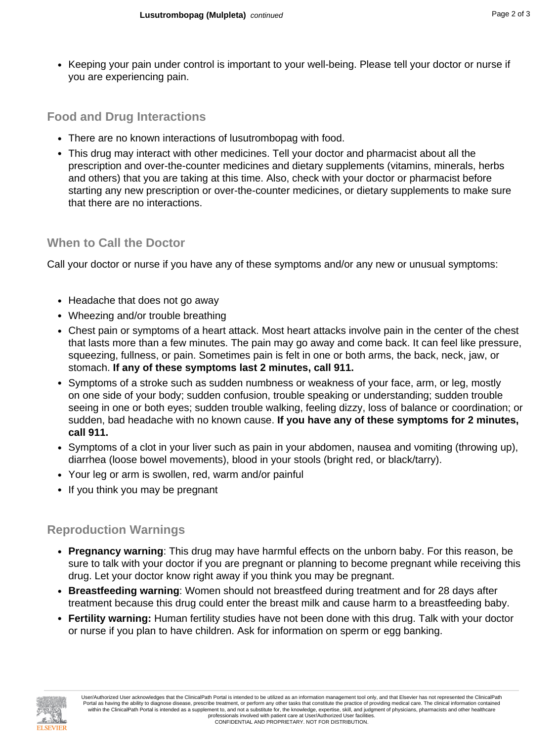- Keeping your pain under control is important to your well-being. Please tell your doctor or nurse if you are experiencing pain.

## Food and Drug Interactions

- There are no known interactions of lusutrombopag with food.
- This drug may interact with other medicines. Tell your doctor and pharmacist about all the prescription and over-the-counter medicines and dietary supplements (vitamins, minerals, herbs and others) that you are taking at this time. Also, check with your doctor or pharmacist before starting any new prescription or over-the-counter medicines, or dietary supplements to make sure that there are no interactions.

## When to Call the Doctor

Call your doctor or nurse if you have any of these symptoms and/or any new or unusual symptoms:

- Headache that does not go away
- Wheezing and/or trouble breathing
- Chest pain or symptoms of a heart attack. Most heart attacks involve pain in the center of the chest that lasts more than a few minutes. The pain may go away and come back. It can feel like pressure, squeezing, fullness, or pain. Sometimes pain is felt in one or both arms, the back, neck, jaw, or stomach. **If any of these symptoms last 2 minutes, call 911.**
- Symptoms of a stroke such as sudden numbness or weakness of your face, arm, or leg, mostly on one side of your body; sudden confusion, trouble speaking or understanding; sudden trouble seeing in one or both eyes; sudden trouble walking, feeling dizzy, loss of balance or coordination; or sudden, bad headache with no known cause. **If you have any of these symptoms for 2 minutes, call 911.**
- Symptoms of a clot in your liver such as pain in your abdomen, nausea and vomiting (throwing up), diarrhea (loose bowel movements), blood in your stools (bright red, or black/tarry).
- Your leg or arm is swollen, red, warm and/or painful
- If you think you may be pregnant

## Reproduction Warnings

- **Pregnancy warning**: This drug may have harmful effects on the unborn baby. For this reason, be sure to talk with your doctor if you are pregnant or planning to become pregnant while receiving this drug. Let your doctor know right away if you think you may be pregnant.
- **Breastfeeding warning**: Women should not breastfeed during treatment and for 28 days after treatment because this drug could enter the breast milk and cause harm to a breastfeeding baby.
- **Fertility warning:** Human fertility studies have not been done with this drug. Talk with your doctor or nurse if you plan to have children. Ask for information on sperm or egg banking.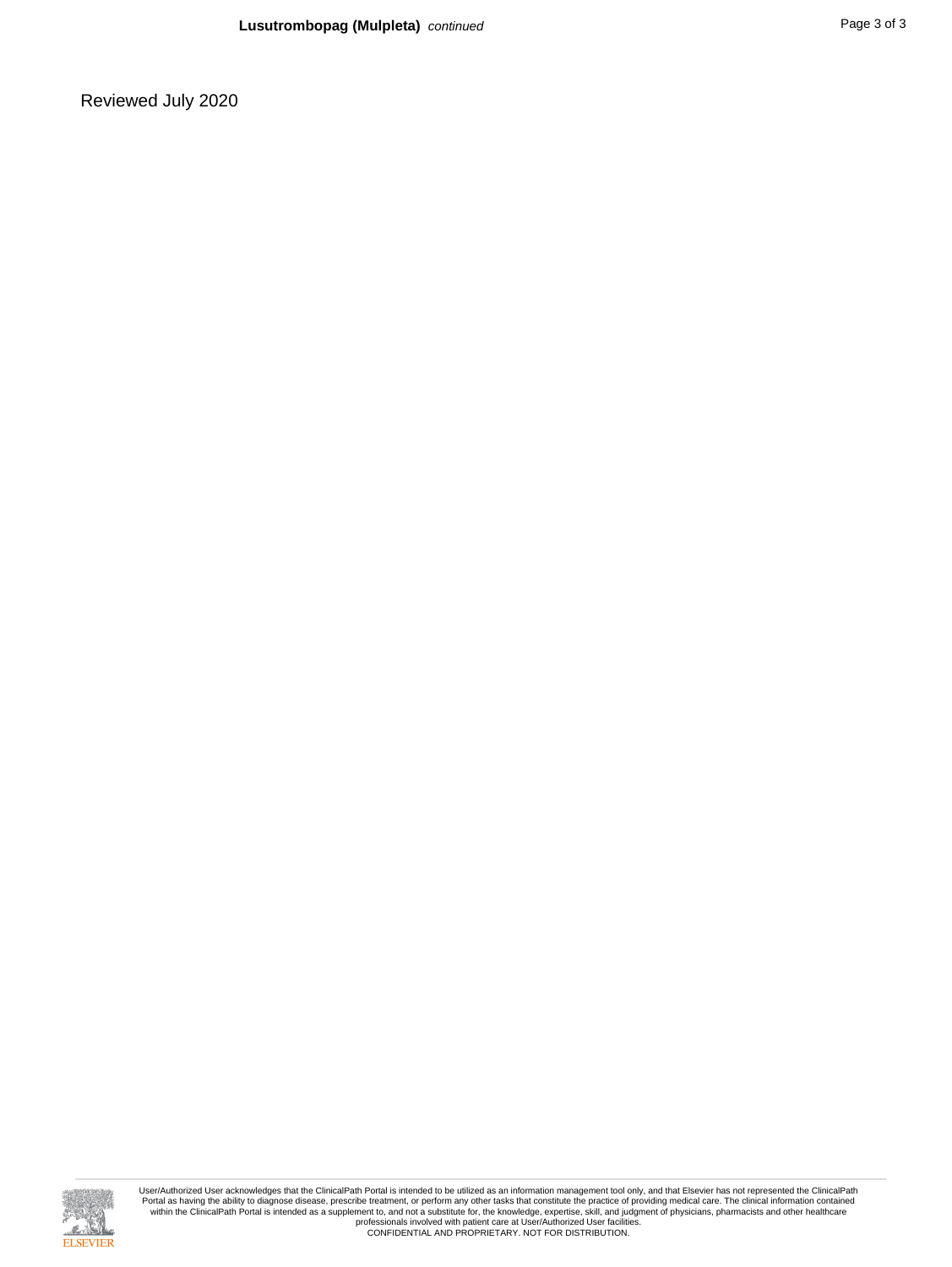Reviewed July 2020